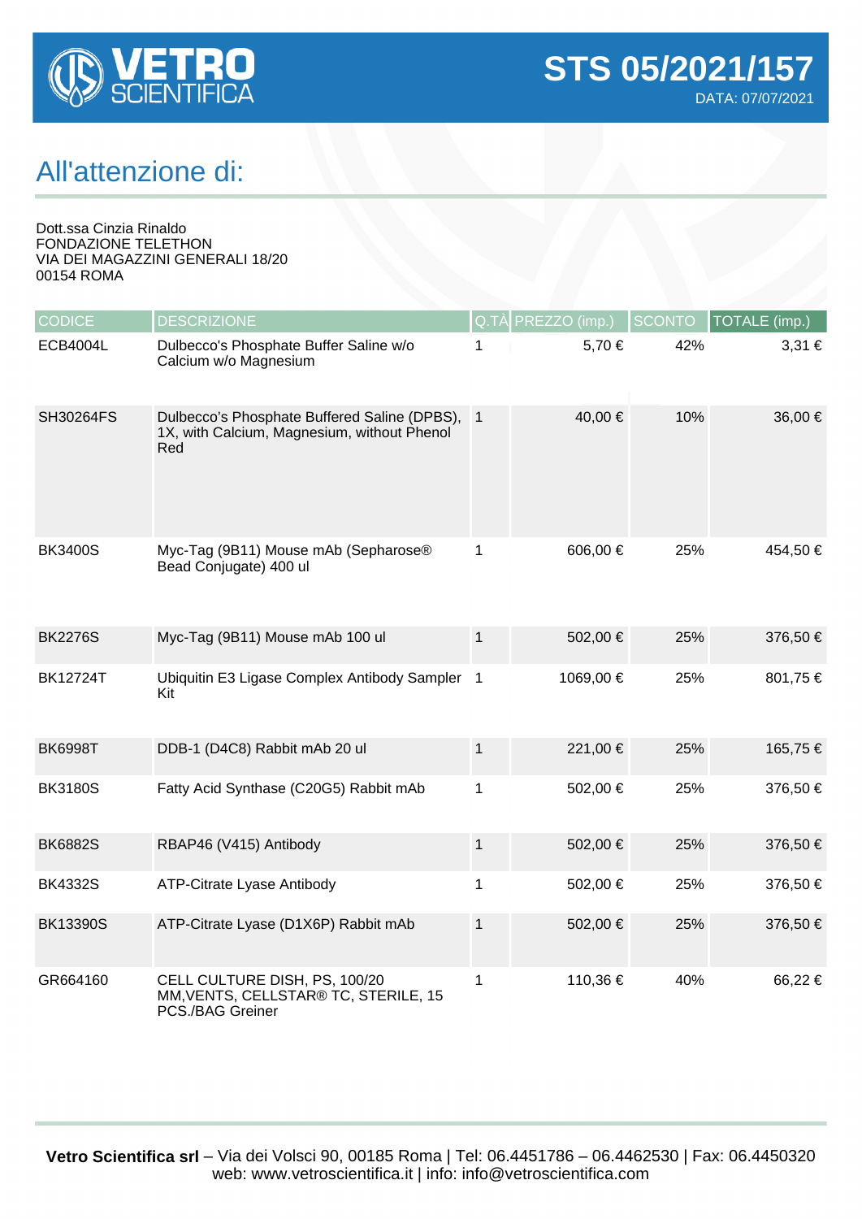**VETRO SCIENTIFICA**

# STS 05/2021/157

DATA: 07/07/2021

## All'attenzione di:

Dott.ssa Cinzia Rinaldo
FONDAZIONE TELETHON
VIA DEI MAGAZZINI GENERALI 18/20
00154 ROMA

| CODICE | DESCRIZIONE | Q.TÀ | PREZZO (imp.) | SCONTO | TOTALE (imp.) |
|---|---|---|---|---|---|
| ECB4004L | Dulbecco's Phosphate Buffer Saline w/o Calcium w/o Magnesium | 1 | 5,70 € | 42% | 3,31 € |
| SH30264FS | Dulbecco's Phosphate Buffered Saline (DPBS), 1X, with Calcium, Magnesium, without Phenol Red | 1 | 40,00 € | 10% | 36,00 € |
| BK3400S | Myc-Tag (9B11) Mouse mAb (Sepharose® Bead Conjugate) 400 ul | 1 | 606,00 € | 25% | 454,50 € |
| BK2276S | Myc-Tag (9B11) Mouse mAb 100 ul | 1 | 502,00 € | 25% | 376,50 € |
| BK12724T | Ubiquitin E3 Ligase Complex Antibody Sampler Kit | 1 | 1069,00 € | 25% | 801,75 € |
| BK6998T | DDB-1 (D4C8) Rabbit mAb 20 ul | 1 | 221,00 € | 25% | 165,75 € |
| BK3180S | Fatty Acid Synthase (C20G5) Rabbit mAb | 1 | 502,00 € | 25% | 376,50 € |
| BK6882S | RBAP46 (V415) Antibody | 1 | 502,00 € | 25% | 376,50 € |
| BK4332S | ATP-Citrate Lyase Antibody | 1 | 502,00 € | 25% | 376,50 € |
| BK13390S | ATP-Citrate Lyase (D1X6P) Rabbit mAb | 1 | 502,00 € | 25% | 376,50 € |
| GR664160 | CELL CULTURE DISH, PS, 100/20 MM,VENTS, CELLSTAR® TC, STERILE, 15 PCS./BAG Greiner | 1 | 110,36 € | 40% | 66,22 € |

**Vetro Scientifica srl** – Via dei Volsci 90, 00185 Roma | Tel: 06.4451786 – 06.4462530 | Fax: 06.4450320
web: www.vetroscientifica.it | info: info@vetroscientifica.com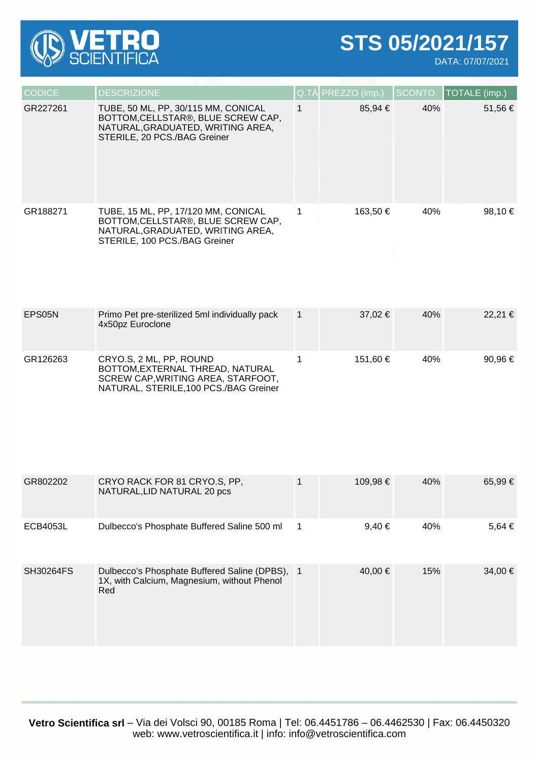# STS 05/2021/157

DATA: 07/07/2021

| CODICE | DESCRIZIONE | Q.TÀ | PREZZO (imp.) | SCONTO | TOTALE (imp.) |
|---|---|---|---|---|---|
| GR227261 | TUBE, 50 ML, PP, 30/115 MM, CONICAL BOTTOM,CELLSTAR®, BLUE SCREW CAP, NATURAL,GRADUATED, WRITING AREA, STERILE, 20 PCS./BAG Greiner | 1 | 85,94 € | 40% | 51,56 € |
| GR188271 | TUBE, 15 ML, PP, 17/120 MM, CONICAL BOTTOM,CELLSTAR®, BLUE SCREW CAP, NATURAL,GRADUATED, WRITING AREA, STERILE, 100 PCS./BAG Greiner | 1 | 163,50 € | 40% | 98,10 € |
| EPS05N | Primo Pet pre-sterilized 5ml individually pack 4x50pz Euroclone | 1 | 37,02 € | 40% | 22,21 € |
| GR126263 | CRYO.S, 2 ML, PP, ROUND BOTTOM,EXTERNAL THREAD, NATURAL SCREW CAP,WRITING AREA, STARFOOT, NATURAL, STERILE,100 PCS./BAG Greiner | 1 | 151,60 € | 40% | 90,96 € |
| GR802202 | CRYO RACK FOR 81 CRYO.S, PP, NATURAL,LID NATURAL 20 pcs | 1 | 109,98 € | 40% | 65,99 € |
| ECB4053L | Dulbecco's Phosphate Buffered Saline 500 ml | 1 | 9,40 € | 40% | 5,64 € |
| SH30264FS | Dulbecco's Phosphate Buffered Saline (DPBS), 1X, with Calcium, Magnesium, without Phenol Red | 1 | 40,00 € | 15% | 34,00 € |

**Vetro Scientifica srl** – Via dei Volsci 90, 00185 Roma | Tel: 06.4451786 – 06.4462530 | Fax: 06.4450320
web: www.vetroscientifica.it | info: info@vetroscientifica.com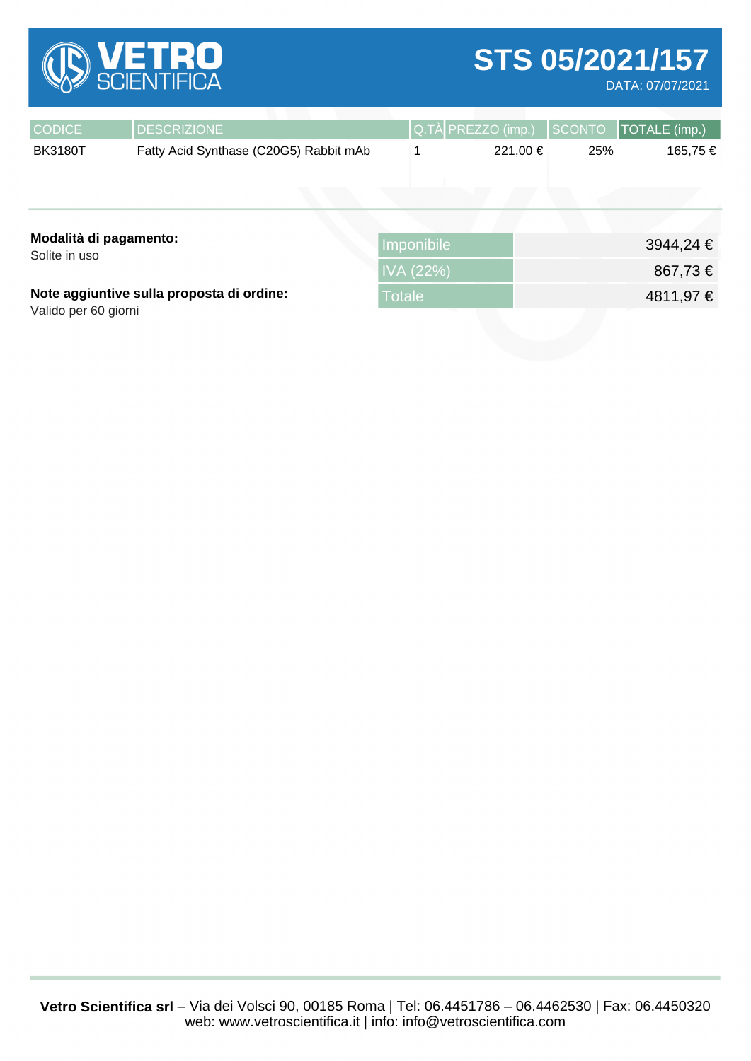# STS 05/2021/157

DATA: 07/07/2021

| CODICE | DESCRIZIONE | Q.TÀ | PREZZO (imp.) | SCONTO | TOTALE (imp.) |
|---|---|---|---|---|---|
| BK3180T | Fatty Acid Synthase (C20G5) Rabbit mAb | 1 | 221,00 € | 25% | 165,75 € |

**Modalità di pagamento:**
Solite in uso

**Note aggiuntive sulla proposta di ordine:**
Valido per 60 giorni

| | |
|---|---|
| Imponibile | 3944,24 € |
| IVA (22%) | 867,73 € |
| Totale | 4811,97 € |

**Vetro Scientifica srl** – Via dei Volsci 90, 00185 Roma | Tel: 06.4451786 – 06.4462530 | Fax: 06.4450320
web: www.vetroscientifica.it | info: info@vetroscientifica.com